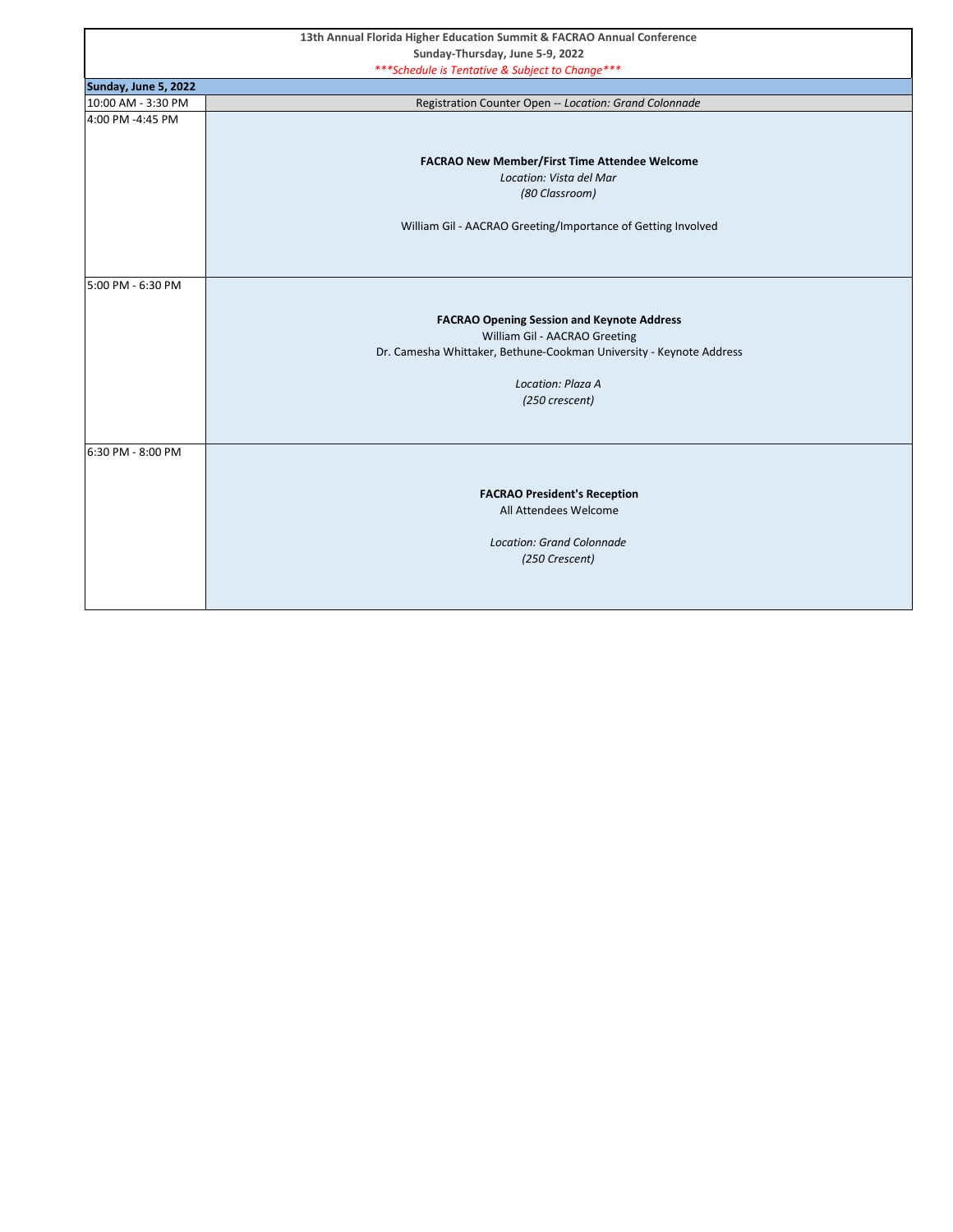**13th Annual Florida Higher Education Summit & FACRAO Annual Conference**

**Sunday-Thursday, June 5-9, 2022**

*\*\*\*Schedule is Tentative & Subject to Change\*\*\**

| **Sunday, June 5, 2022** | |
|---|---|
| 10:00 AM - 3:30 PM | Registration Counter Open -- *Location: Grand Colonnade* |
| 4:00 PM -4:45 PM | **FACRAO New Member/First Time Attendee Welcome**<br>*Location: Vista del Mar*<br>*(80 Classroom)*<br><br>William Gil - AACRAO Greeting/Importance of Getting Involved |
| 5:00 PM - 6:30 PM | **FACRAO Opening Session and Keynote Address**<br>William Gil - AACRAO Greeting<br>Dr. Camesha Whittaker, Bethune-Cookman University - Keynote Address<br><br>*Location: Plaza A*<br>*(250 crescent)* |
| 6:30 PM - 8:00 PM | **FACRAO President's Reception**<br>All Attendees Welcome<br><br>*Location: Grand Colonnade*<br>*(250 Crescent)* |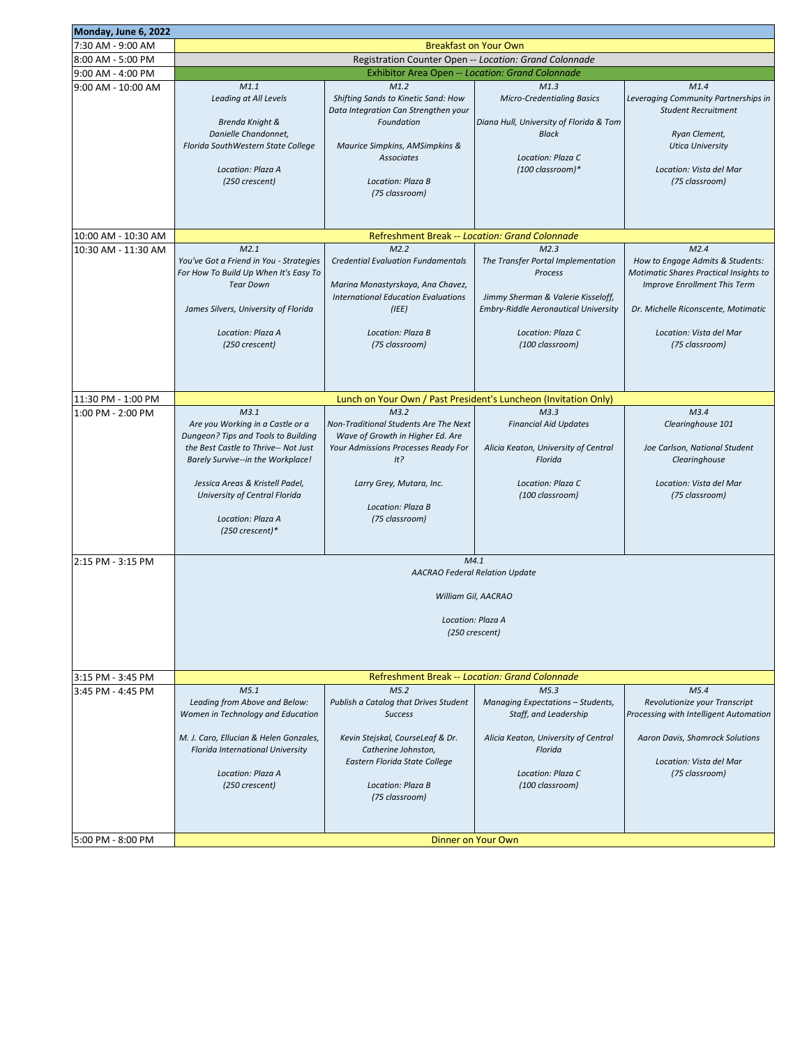| Monday, June 6, 2022 | | | | |
|---|---|---|---|---|
| 7:30 AM - 9:00 AM | Breakfast on Your Own | | | |
| 8:00 AM - 5:00 PM | Registration Counter Open -- *Location: Grand Colonnade* | | | |
| 9:00 AM - 4:00 PM | Exhibitor Area Open -- *Location: Grand Colonnade* | | | |
| 9:00 AM - 10:00 AM | *M1.1*<br>*Leading at All Levels*<br><br>*Brenda Knight &*<br>*Danielle Chandonnet,*<br>*Florida SouthWestern State College*<br><br>*Location: Plaza A*<br>*(250 crescent)* | *M1.2*<br>*Shifting Sands to Kinetic Sand: How Data Integration Can Strengthen your Foundation*<br><br>*Maurice Simpkins, AMSimpkins & Associates*<br><br>*Location: Plaza B*<br>*(75 classroom)* | *M1.3*<br>*Micro-Credentialing Basics*<br><br>*Diana Hull, University of Florida & Tom Black*<br><br>*Location: Plaza C*<br>*(100 classroom)** | *M1.4*<br>*Leveraging Community Partnerships in Student Recruitment*<br><br>*Ryan Clement,*<br>*Utica University*<br><br>*Location: Vista del Mar*<br>*(75 classroom)* |
| 10:00 AM - 10:30 AM | Refreshment Break -- *Location: Grand Colonnade* | | | |
| 10:30 AM - 11:30 AM | *M2.1*<br>*You've Got a Friend in You - Strategies For How To Build Up When It's Easy To Tear Down*<br><br>*James Silvers, University of Florida*<br><br>*Location: Plaza A*<br>*(250 crescent)* | *M2.2*<br>*Credential Evaluation Fundamentals*<br><br>*Marina Monastyrskaya, Ana Chavez, International Education Evaluations (IEE)*<br><br>*Location: Plaza B*<br>*(75 classroom)* | *M2.3*<br>*The Transfer Portal Implementation Process*<br><br>*Jimmy Sherman & Valerie Kisseloff, Embry-Riddle Aeronautical University*<br><br>*Location: Plaza C*<br>*(100 classroom)* | *M2.4*<br>*How to Engage Admits & Students: Motimatic Shares Practical Insights to Improve Enrollment This Term*<br><br>*Dr. Michelle Riconscente, Motimatic*<br><br>*Location: Vista del Mar*<br>*(75 classroom)* |
| 11:30 PM - 1:00 PM | Lunch on Your Own / Past President's Luncheon (Invitation Only) | | | |
| 1:00 PM - 2:00 PM | *M3.1*<br>*Are you Working in a Castle or a Dungeon? Tips and Tools to Building the Best Castle to Thrive-- Not Just Barely Survive--in the Workplace!*<br><br>*Jessica Areas & Kristell Padel, University of Central Florida*<br><br>*Location: Plaza A*<br>*(250 crescent)** | *M3.2*<br>*Non-Traditional Students Are The Next Wave of Growth in Higher Ed. Are Your Admissions Processes Ready For It?*<br><br>*Larry Grey, Mutara, Inc.*<br><br>*Location: Plaza B*<br>*(75 classroom)* | *M3.3*<br>*Financial Aid Updates*<br><br>*Alicia Keaton, University of Central Florida*<br><br>*Location: Plaza C*<br>*(100 classroom)* | *M3.4*<br>*Clearinghouse 101*<br><br>*Joe Carlson, National Student Clearinghouse*<br><br>*Location: Vista del Mar*<br>*(75 classroom)* |
| 2:15 PM - 3:15 PM | *M4.1*<br>*AACRAO Federal Relation Update*<br><br>*William Gil, AACRAO*<br><br>*Location: Plaza A*<br>*(250 crescent)* | | | |
| 3:15 PM - 3:45 PM | Refreshment Break -- *Location: Grand Colonnade* | | | |
| 3:45 PM - 4:45 PM | *M5.1*<br>*Leading from Above and Below: Women in Technology and Education*<br><br>*M. J. Caro, Ellucian & Helen Gonzales, Florida International University*<br><br>*Location: Plaza A*<br>*(250 crescent)* | *M5.2*<br>*Publish a Catalog that Drives Student Success*<br><br>*Kevin Stejskal, CourseLeaf & Dr. Catherine Johnston, Eastern Florida State College*<br><br>*Location: Plaza B*<br>*(75 classroom)* | *M5.3*<br>*Managing Expectations – Students, Staff, and Leadership*<br><br>*Alicia Keaton, University of Central Florida*<br><br>*Location: Plaza C*<br>*(100 classroom)* | *M5.4*<br>*Revolutionize your Transcript Processing with Intelligent Automation*<br><br>*Aaron Davis, Shamrock Solutions*<br><br>*Location: Vista del Mar*<br>*(75 classroom)* |
| 5:00 PM - 8:00 PM | Dinner on Your Own | | | |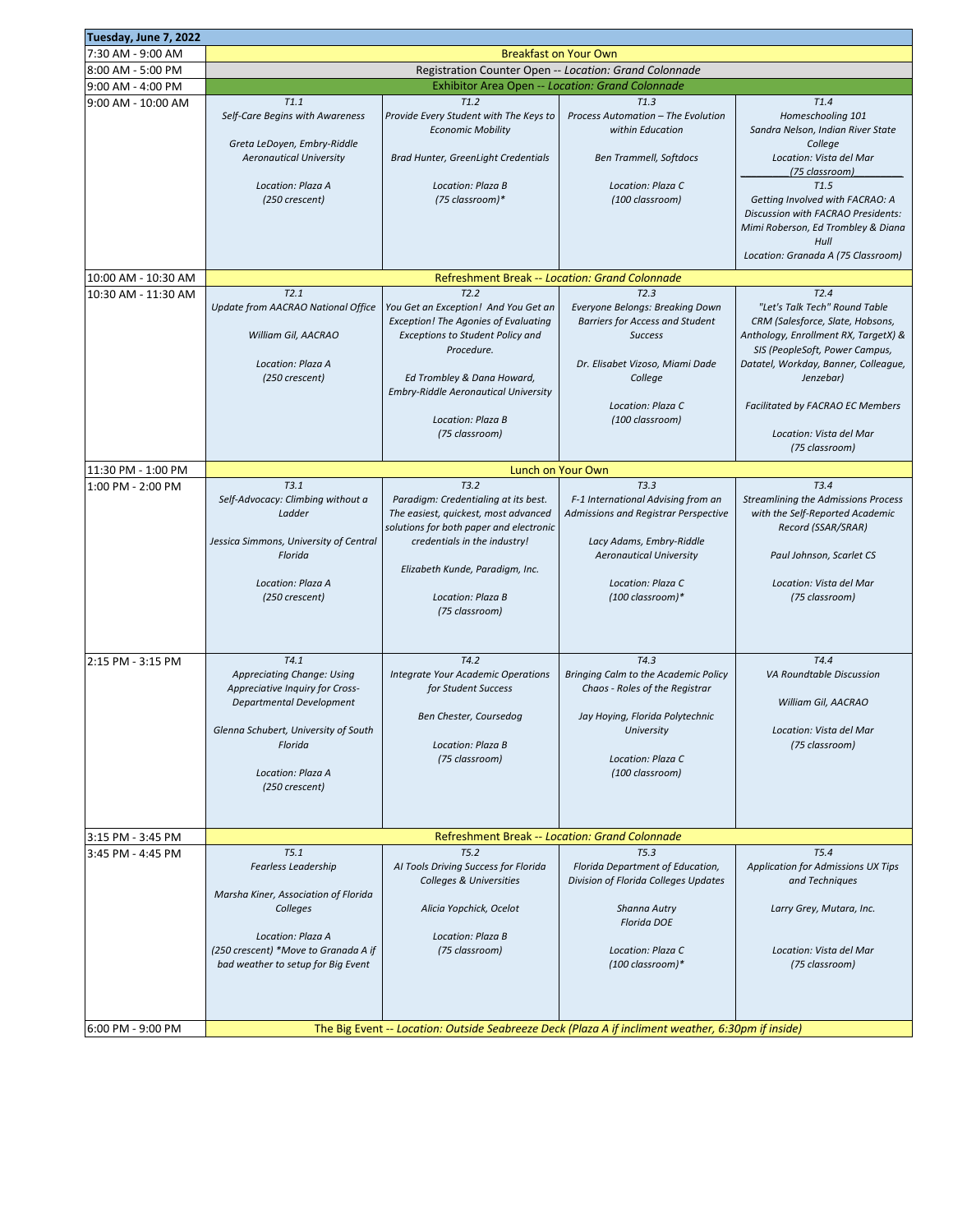| Tuesday, June 7, 2022 | | | | |
|---|---|---|---|---|
| 7:30 AM - 9:00 AM | Breakfast on Your Own | | | |
| 8:00 AM - 5:00 PM | Registration Counter Open -- *Location: Grand Colonnade* | | | |
| 9:00 AM - 4:00 PM | Exhibitor Area Open -- *Location: Grand Colonnade* | | | |
| 9:00 AM - 10:00 AM | *T1.1*<br>*Self-Care Begins with Awareness*<br><br>*Greta LeDoyen, Embry-Riddle Aeronautical University*<br><br>*Location: Plaza A*<br>*(250 crescent)* | *T1.2*<br>*Provide Every Student with The Keys to Economic Mobility*<br><br>*Brad Hunter, GreenLight Credentials*<br><br>*Location: Plaza B*<br>*(75 classroom)** | *T1.3*<br>*Process Automation – The Evolution within Education*<br><br>*Ben Trammell, Softdocs*<br><br>*Location: Plaza C*<br>*(100 classroom)* | *T1.4*<br>*Homeschooling 101*<br>*Sandra Nelson, Indian River State College*<br>*Location: Vista del Mar*<br>*(75 classroom)*<br><br>*T1.5*<br>*Getting Involved with FACRAO: A Discussion with FACRAO Presidents: Mimi Roberson, Ed Trombley & Diana Hull*<br>*Location: Granada A (75 Classroom)* |
| 10:00 AM - 10:30 AM | Refreshment Break -- *Location: Grand Colonnade* | | | |
| 10:30 AM - 11:30 AM | *T2.1*<br>*Update from AACRAO National Office*<br><br>*William Gil, AACRAO*<br><br>*Location: Plaza A*<br>*(250 crescent)* | *T2.2*<br>*You Get an Exception! And You Get an Exception! The Agonies of Evaluating Exceptions to Student Policy and Procedure.*<br><br>*Ed Trombley & Dana Howard, Embry-Riddle Aeronautical University*<br><br>*Location: Plaza B*<br>*(75 classroom)* | *T2.3*<br>*Everyone Belongs: Breaking Down Barriers for Access and Student Success*<br><br>*Dr. Elisabet Vizoso, Miami Dade College*<br><br>*Location: Plaza C*<br>*(100 classroom)* | *T2.4*<br>*"Let's Talk Tech" Round Table CRM (Salesforce, Slate, Hobsons, Anthology, Enrollment RX, TargetX) & SIS (PeopleSoft, Power Campus, Datatel, Workday, Banner, Colleague, Jenzebar)*<br><br>*Facilitated by FACRAO EC Members*<br><br>*Location: Vista del Mar*<br>*(75 classroom)* |
| 11:30 PM - 1:00 PM | Lunch on Your Own | | | |
| 1:00 PM - 2:00 PM | *T3.1*<br>*Self-Advocacy: Climbing without a Ladder*<br><br>*Jessica Simmons, University of Central Florida*<br><br>*Location: Plaza A*<br>*(250 crescent)* | *T3.2*<br>*Paradigm: Credentialing at its best. The easiest, quickest, most advanced solutions for both paper and electronic credentials in the industry!*<br><br>*Elizabeth Kunde, Paradigm, Inc.*<br><br>*Location: Plaza B*<br>*(75 classroom)* | *T3.3*<br>*F-1 International Advising from an Admissions and Registrar Perspective*<br><br>*Lacy Adams, Embry-Riddle Aeronautical University*<br><br>*Location: Plaza C*<br>*(100 classroom)** | *T3.4*<br>*Streamlining the Admissions Process with the Self-Reported Academic Record (SSAR/SRAR)*<br><br>*Paul Johnson, Scarlet CS*<br><br>*Location: Vista del Mar*<br>*(75 classroom)* |
| 2:15 PM - 3:15 PM | *T4.1*<br>*Appreciating Change: Using Appreciative Inquiry for Cross-Departmental Development*<br><br>*Glenna Schubert, University of South Florida*<br><br>*Location: Plaza A*<br>*(250 crescent)* | *T4.2*<br>*Integrate Your Academic Operations for Student Success*<br><br>*Ben Chester, Coursedog*<br><br>*Location: Plaza B*<br>*(75 classroom)* | *T4.3*<br>*Bringing Calm to the Academic Policy Chaos - Roles of the Registrar*<br><br>*Jay Hoying, Florida Polytechnic University*<br><br>*Location: Plaza C*<br>*(100 classroom)* | *T4.4*<br>*VA Roundtable Discussion*<br><br>*William Gil, AACRAO*<br><br>*Location: Vista del Mar*<br>*(75 classroom)* |
| 3:15 PM - 3:45 PM | Refreshment Break -- *Location: Grand Colonnade* | | | |
| 3:45 PM - 4:45 PM | *T5.1*<br>*Fearless Leadership*<br><br>*Marsha Kiner, Association of Florida Colleges*<br><br>*Location: Plaza A*<br>*(250 crescent) *Move to Granada A if bad weather to setup for Big Event* | *T5.2*<br>*AI Tools Driving Success for Florida Colleges & Universities*<br><br>*Alicia Yopchick, Ocelot*<br><br>*Location: Plaza B*<br>*(75 classroom)* | *T5.3*<br>*Florida Department of Education, Division of Florida Colleges Updates*<br><br>*Shanna Autry*<br>*Florida DOE*<br><br>*Location: Plaza C*<br>*(100 classroom)** | *T5.4*<br>*Application for Admissions UX Tips and Techniques*<br><br>*Larry Grey, Mutara, Inc.*<br><br>*Location: Vista del Mar*<br>*(75 classroom)* |
| 6:00 PM - 9:00 PM | The Big Event -- *Location: Outside Seabreeze Deck (Plaza A if incliment weather, 6:30pm if inside)* | | | |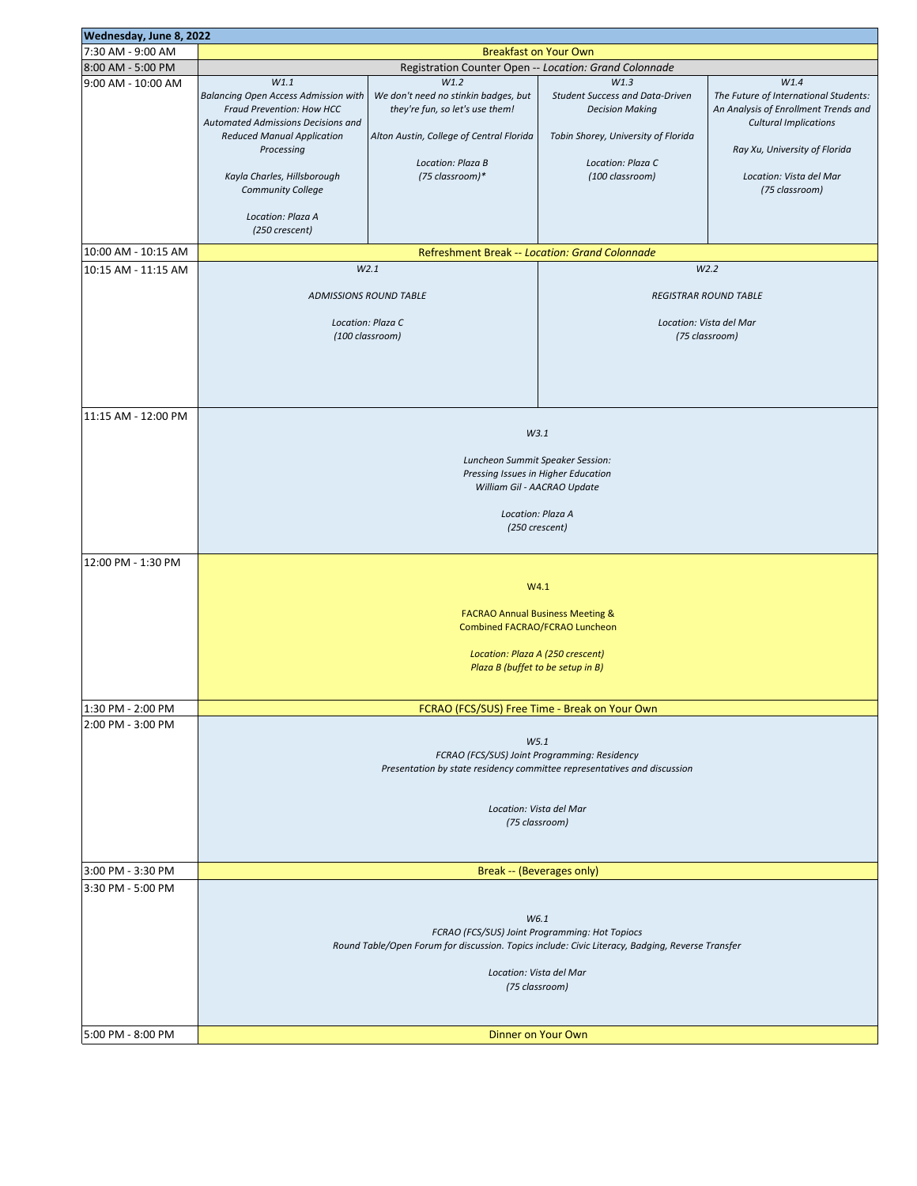| Wednesday, June 8, 2022 | | | | |
|---|---|---|---|---|
| 7:30 AM - 9:00 AM | Breakfast on Your Own | | | |
| 8:00 AM - 5:00 PM | Registration Counter Open -- *Location: Grand Colonnade* | | | |
| 9:00 AM - 10:00 AM | *W1.1*<br>*Balancing Open Access Admission with Fraud Prevention: How HCC Automated Admissions Decisions and Reduced Manual Application Processing*<br><br>*Kayla Charles, Hillsborough Community College*<br><br>*Location: Plaza A*<br>*(250 crescent)* | *W1.2*<br>*We don't need no stinkin badges, but they're fun, so let's use them!*<br><br>*Alton Austin, College of Central Florida*<br><br>*Location: Plaza B*<br>*(75 classroom)** | *W1.3*<br>*Student Success and Data-Driven Decision Making*<br><br>*Tobin Shorey, University of Florida*<br><br>*Location: Plaza C*<br>*(100 classroom)* | *W1.4*<br>*The Future of International Students: An Analysis of Enrollment Trends and Cultural Implications*<br><br>*Ray Xu, University of Florida*<br><br>*Location: Vista del Mar*<br>*(75 classroom)* |
| 10:00 AM - 10:15 AM | Refreshment Break -- *Location: Grand Colonnade* | | | |
| 10:15 AM - 11:15 AM | *W2.1*<br><br>*ADMISSIONS ROUND TABLE*<br><br>*Location: Plaza C*<br>*(100 classroom)* | | *W2.2*<br><br>*REGISTRAR ROUND TABLE*<br><br>*Location: Vista del Mar*<br>*(75 classroom)* | |
| 11:15 AM - 12:00 PM | *W3.1*<br><br>*Luncheon Summit Speaker Session:*<br>*Pressing Issues in Higher Education*<br>*William Gil - AACRAO Update*<br><br>*Location: Plaza A*<br>*(250 crescent)* | | | |
| 12:00 PM - 1:30 PM | W4.1<br><br>FACRAO Annual Business Meeting &<br>Combined FACRAO/FCRAO Luncheon<br><br>*Location: Plaza A (250 crescent)*<br>*Plaza B (buffet to be setup in B)* | | | |
| 1:30 PM - 2:00 PM | FCRAO (FCS/SUS) Free Time - Break on Your Own | | | |
| 2:00 PM - 3:00 PM | *W5.1*<br>*FCRAO (FCS/SUS) Joint Programming: Residency*<br>*Presentation by state residency committee representatives and discussion*<br><br>*Location: Vista del Mar*<br>*(75 classroom)* | | | |
| 3:00 PM - 3:30 PM | Break -- (Beverages only) | | | |
| 3:30 PM - 5:00 PM | *W6.1*<br>*FCRAO (FCS/SUS) Joint Programming: Hot Topiocs*<br>*Round Table/Open Forum for discussion. Topics include: Civic Literacy, Badging, Reverse Transfer*<br><br>*Location: Vista del Mar*<br>*(75 classroom)* | | | |
| 5:00 PM - 8:00 PM | Dinner on Your Own | | | |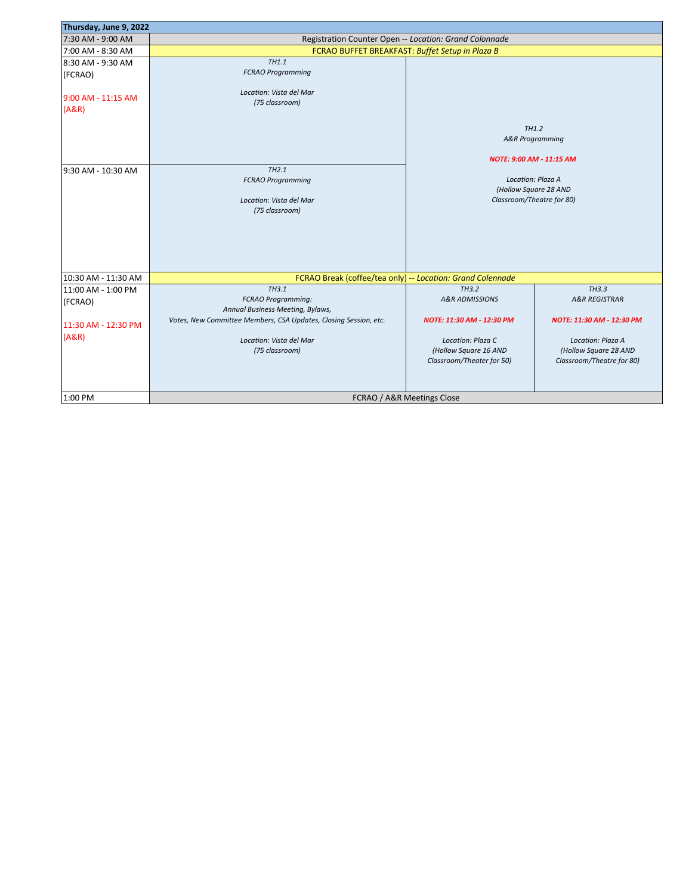| Thursday, June 9, 2022 | | | |
|---|---|---|---|
| 7:30 AM - 9:00 AM | Registration Counter Open -- *Location: Grand Colonnade* | | |
| 7:00 AM - 8:30 AM | FCRAO BUFFET BREAKFAST: *Buffet Setup in Plaza B* | | |
| 8:30 AM - 9:30 AM (FCRAO)<br><br>9:00 AM - 11:15 AM (A&R) | *TH1.1*<br>*FCRAO Programming*<br><br>*Location: Vista del Mar*<br>*(75 classroom)* | *TH1.2*<br>*A&R Programming*<br><br>***NOTE: 9:00 AM - 11:15 AM***<br><br>*Location: Plaza A*<br>*(Hollow Square 28 AND Classroom/Theatre for 80)* | |
| 9:30 AM - 10:30 AM | *TH2.1*<br>*FCRAO Programming*<br><br>*Location: Vista del Mar*<br>*(75 classroom)* | | |
| 10:30 AM - 11:30 AM | FCRAO Break (coffee/tea only) -- *Location: Grand Colennade* | | |
| 11:00 AM - 1:00 PM (FCRAO)<br><br>11:30 AM - 12:30 PM (A&R) | *TH3.1*<br>*FCRAO Programming:*<br>*Annual Business Meeting, Bylaws, Votes, New Committee Members, CSA Updates, Closing Session, etc.*<br><br>*Location: Vista del Mar*<br>*(75 classroom)* | *TH3.2*<br>*A&R ADMISSIONS*<br><br>***NOTE: 11:30 AM - 12:30 PM***<br><br>*Location: Plaza C*<br>*(Hollow Square 16 AND Classroom/Theater for 50)* | *TH3.3*<br>*A&R REGISTRAR*<br><br>***NOTE: 11:30 AM - 12:30 PM***<br><br>*Location: Plaza A*<br>*(Hollow Square 28 AND Classroom/Theatre for 80)* |
| 1:00 PM | FCRAO / A&R Meetings Close | | |